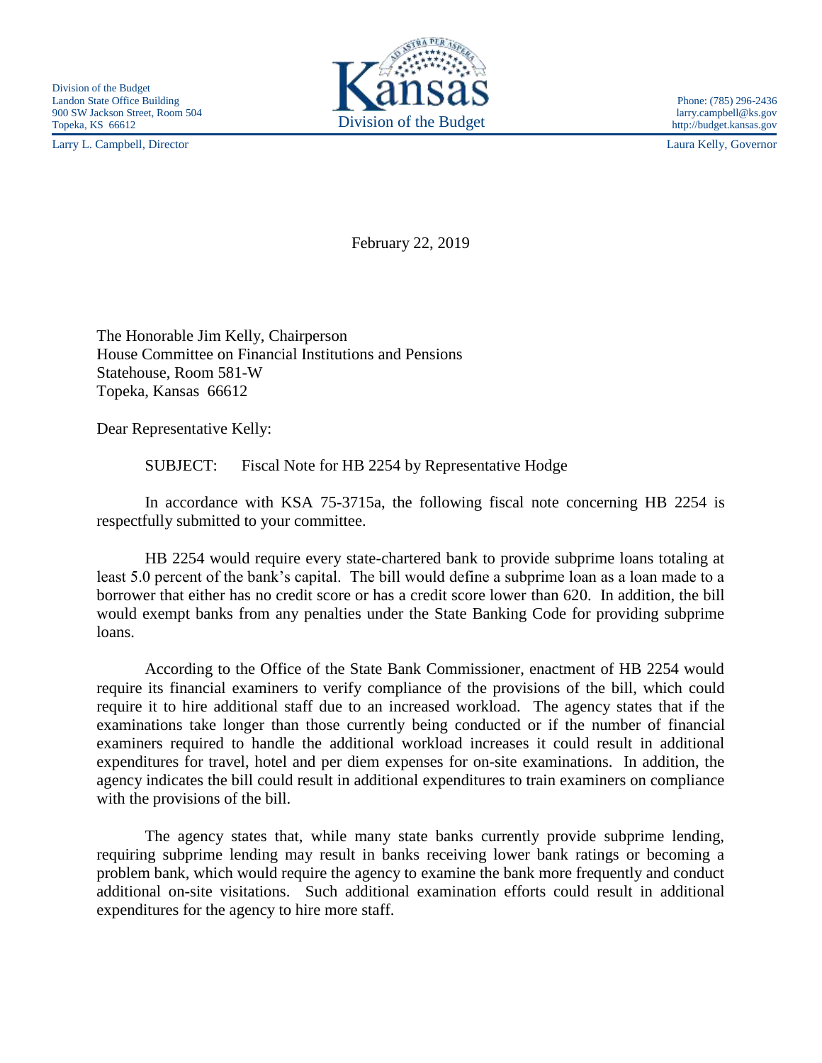Division of the Budget
Landon State Office Building
900 SW Jackson Street, Room 504
Topeka, KS 66612

Kansas
Division of the Budget

Phone: (785) 296-2436
larry.campbell@ks.gov
http://budget.kansas.gov

Larry L. Campbell, Director

Laura Kelly, Governor

February 22, 2019

The Honorable Jim Kelly, Chairperson
House Committee on Financial Institutions and Pensions
Statehouse, Room 581-W
Topeka, Kansas 66612

Dear Representative Kelly:

SUBJECT: Fiscal Note for HB 2254 by Representative Hodge

In accordance with KSA 75-3715a, the following fiscal note concerning HB 2254 is respectfully submitted to your committee.

HB 2254 would require every state-chartered bank to provide subprime loans totaling at least 5.0 percent of the bank's capital. The bill would define a subprime loan as a loan made to a borrower that either has no credit score or has a credit score lower than 620. In addition, the bill would exempt banks from any penalties under the State Banking Code for providing subprime loans.

According to the Office of the State Bank Commissioner, enactment of HB 2254 would require its financial examiners to verify compliance of the provisions of the bill, which could require it to hire additional staff due to an increased workload. The agency states that if the examinations take longer than those currently being conducted or if the number of financial examiners required to handle the additional workload increases it could result in additional expenditures for travel, hotel and per diem expenses for on-site examinations. In addition, the agency indicates the bill could result in additional expenditures to train examiners on compliance with the provisions of the bill.

The agency states that, while many state banks currently provide subprime lending, requiring subprime lending may result in banks receiving lower bank ratings or becoming a problem bank, which would require the agency to examine the bank more frequently and conduct additional on-site visitations. Such additional examination efforts could result in additional expenditures for the agency to hire more staff.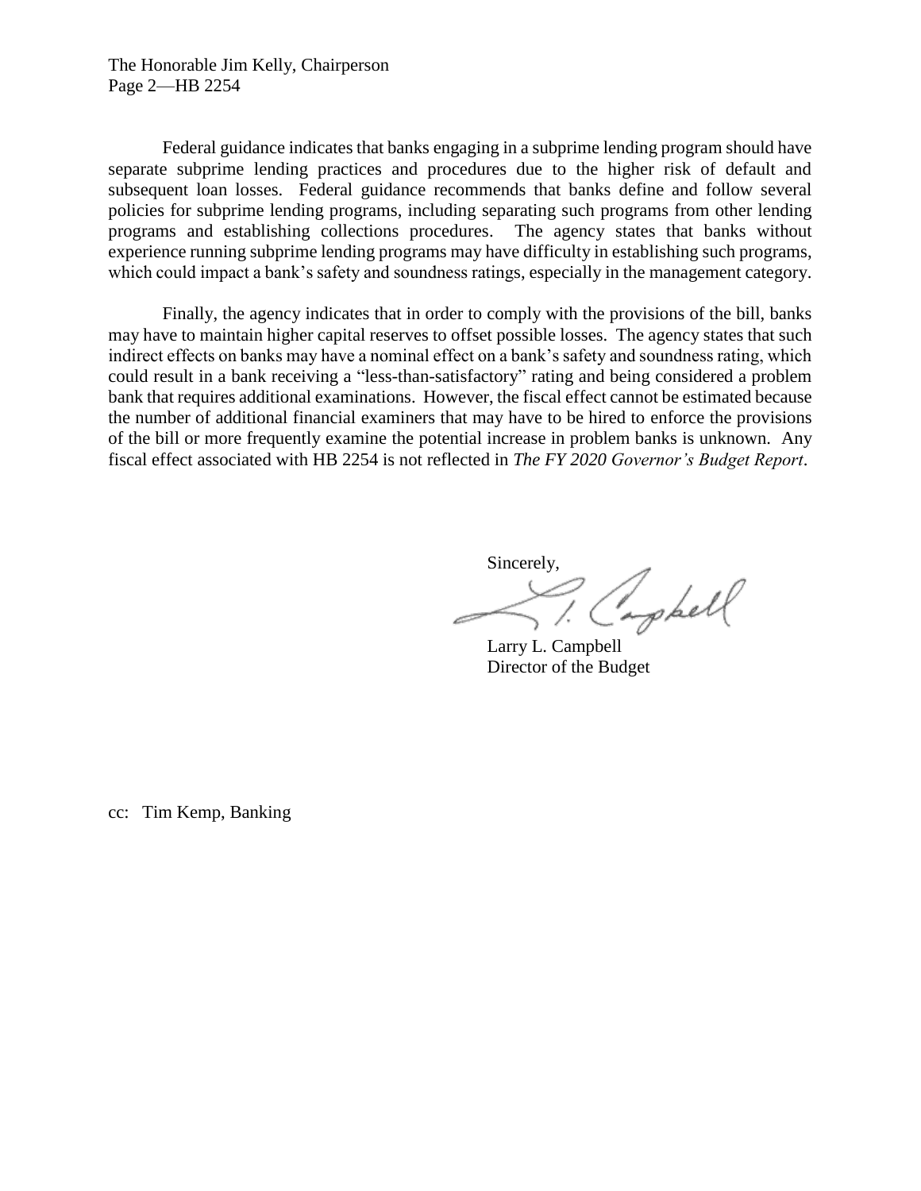Federal guidance indicates that banks engaging in a subprime lending program should have separate subprime lending practices and procedures due to the higher risk of default and subsequent loan losses. Federal guidance recommends that banks define and follow several policies for subprime lending programs, including separating such programs from other lending programs and establishing collections procedures. The agency states that banks without experience running subprime lending programs may have difficulty in establishing such programs, which could impact a bank's safety and soundness ratings, especially in the management category.

Finally, the agency indicates that in order to comply with the provisions of the bill, banks may have to maintain higher capital reserves to offset possible losses. The agency states that such indirect effects on banks may have a nominal effect on a bank's safety and soundness rating, which could result in a bank receiving a "less-than-satisfactory" rating and being considered a problem bank that requires additional examinations. However, the fiscal effect cannot be estimated because the number of additional financial examiners that may have to be hired to enforce the provisions of the bill or more frequently examine the potential increase in problem banks is unknown. Any fiscal effect associated with HB 2254 is not reflected in *The FY 2020 Governor's Budget Report*.

Sincerely,

Larry L. Campbell
Director of the Budget

cc: Tim Kemp, Banking